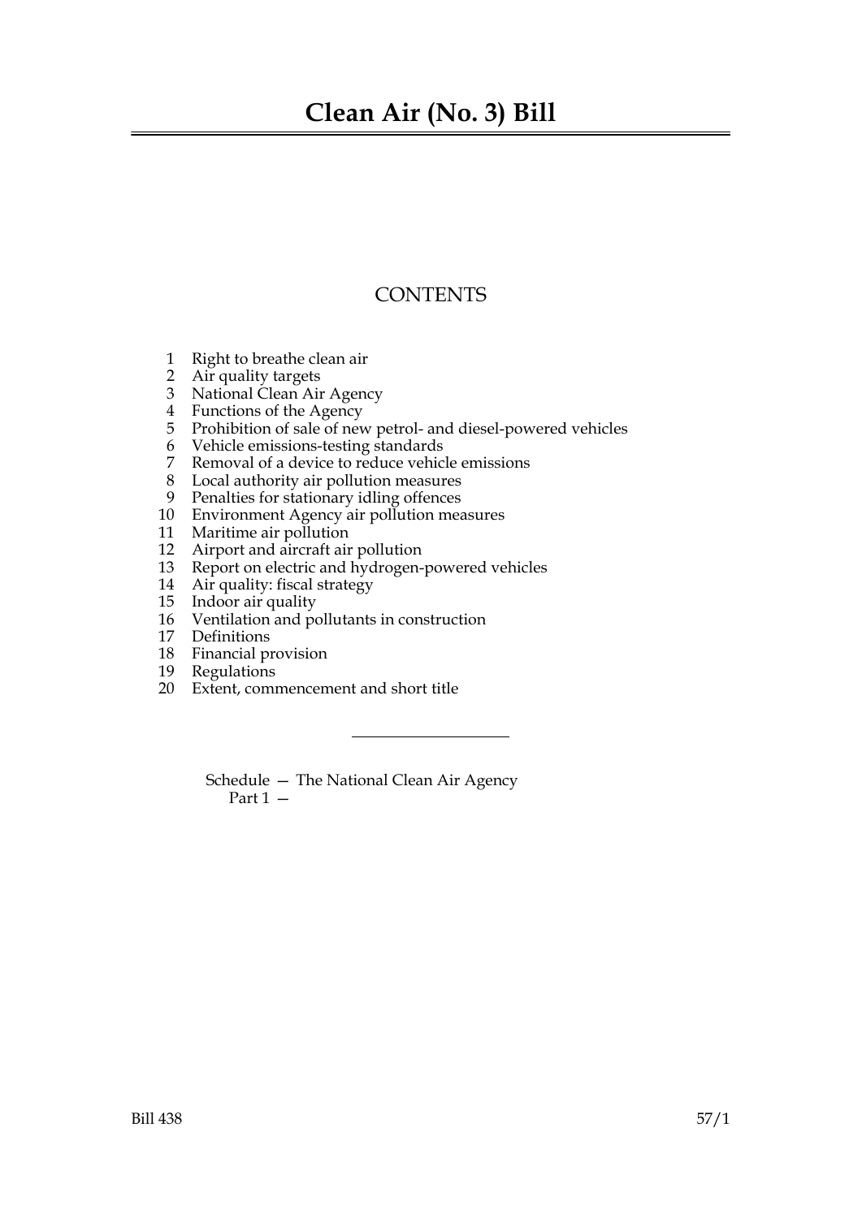# Clean Air (No. 3) Bill

## CONTENTS

1 Right to breathe clean air
2 Air quality targets
3 National Clean Air Agency
4 Functions of the Agency
5 Prohibition of sale of new petrol- and diesel-powered vehicles
6 Vehicle emissions-testing standards
7 Removal of a device to reduce vehicle emissions
8 Local authority air pollution measures
9 Penalties for stationary idling offences
10 Environment Agency air pollution measures
11 Maritime air pollution
12 Airport and aircraft air pollution
13 Report on electric and hydrogen-powered vehicles
14 Air quality: fiscal strategy
15 Indoor air quality
16 Ventilation and pollutants in construction
17 Definitions
18 Financial provision
19 Regulations
20 Extent, commencement and short title

---

Schedule — The National Clean Air Agency
Part 1 —

Bill 438 57/1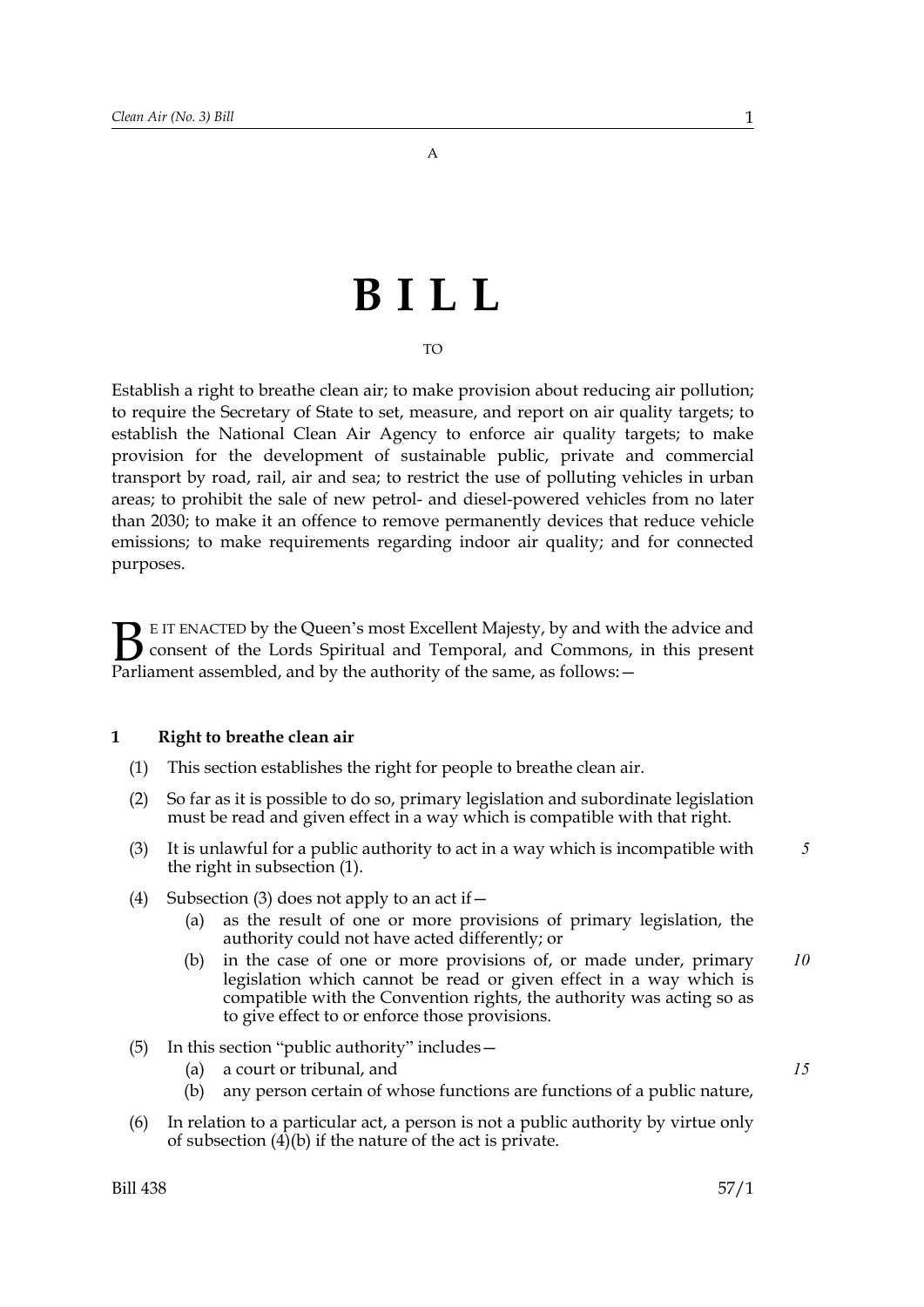A

# B I L L

TO

Establish a right to breathe clean air; to make provision about reducing air pollution; to require the Secretary of State to set, measure, and report on air quality targets; to establish the National Clean Air Agency to enforce air quality targets; to make provision for the development of sustainable public, private and commercial transport by road, rail, air and sea; to restrict the use of polluting vehicles in urban areas; to prohibit the sale of new petrol- and diesel-powered vehicles from no later than 2030; to make it an offence to remove permanently devices that reduce vehicle emissions; to make requirements regarding indoor air quality; and for connected purposes.

BE IT ENACTED by the Queen's most Excellent Majesty, by and with the advice and consent of the Lords Spiritual and Temporal, and Commons, in this present Parliament assembled, and by the authority of the same, as follows:—

### 1 Right to breathe clean air

(1) This section establishes the right for people to breathe clean air.

(2) So far as it is possible to do so, primary legislation and subordinate legislation must be read and given effect in a way which is compatible with that right.

(3) It is unlawful for a public authority to act in a way which is incompatible with the right in subsection (1).

(4) Subsection (3) does not apply to an act if—

(a) as the result of one or more provisions of primary legislation, the authority could not have acted differently; or

(b) in the case of one or more provisions of, or made under, primary legislation which cannot be read or given effect in a way which is compatible with the Convention rights, the authority was acting so as to give effect to or enforce those provisions.

(5) In this section "public authority" includes—

(a) a court or tribunal, and

(b) any person certain of whose functions are functions of a public nature,

(6) In relation to a particular act, a person is not a public authority by virtue only of subsection (4)(b) if the nature of the act is private.

Bill 438 57/1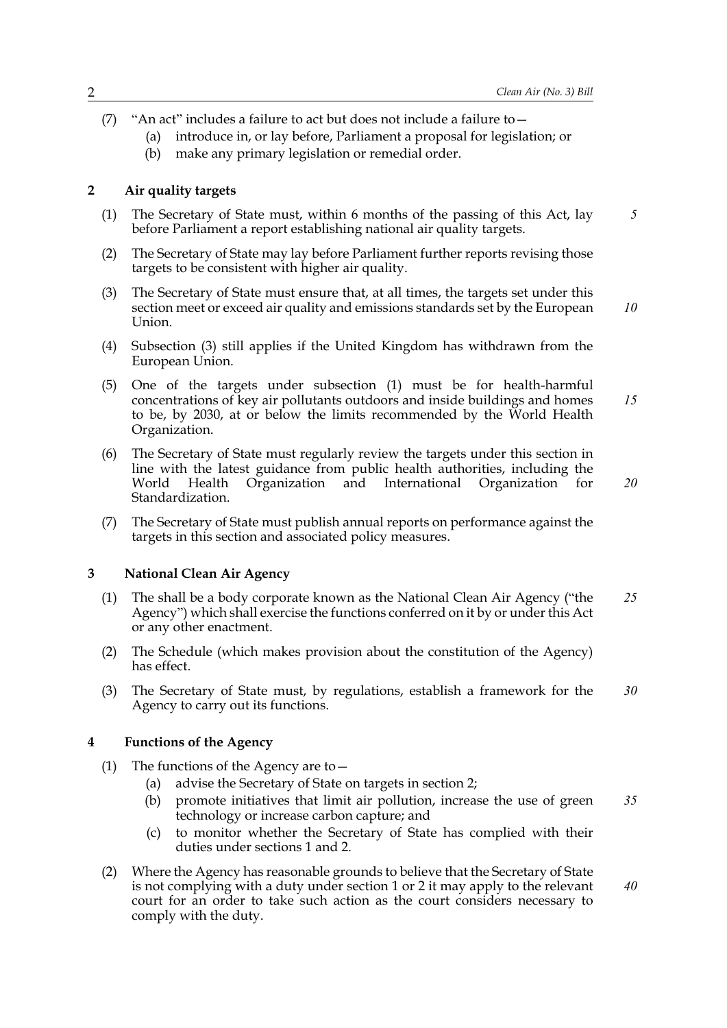(7) "An act" includes a failure to act but does not include a failure to—

(a) introduce in, or lay before, Parliament a proposal for legislation; or

(b) make any primary legislation or remedial order.

## 2 Air quality targets

(1) The Secretary of State must, within 6 months of the passing of this Act, lay before Parliament a report establishing national air quality targets.

(2) The Secretary of State may lay before Parliament further reports revising those targets to be consistent with higher air quality.

(3) The Secretary of State must ensure that, at all times, the targets set under this section meet or exceed air quality and emissions standards set by the European Union.

(4) Subsection (3) still applies if the United Kingdom has withdrawn from the European Union.

(5) One of the targets under subsection (1) must be for health-harmful concentrations of key air pollutants outdoors and inside buildings and homes to be, by 2030, at or below the limits recommended by the World Health Organization.

(6) The Secretary of State must regularly review the targets under this section in line with the latest guidance from public health authorities, including the World Health Organization and International Organization for Standardization.

(7) The Secretary of State must publish annual reports on performance against the targets in this section and associated policy measures.

## 3 National Clean Air Agency

(1) The shall be a body corporate known as the National Clean Air Agency ("the Agency") which shall exercise the functions conferred on it by or under this Act or any other enactment.

(2) The Schedule (which makes provision about the constitution of the Agency) has effect.

(3) The Secretary of State must, by regulations, establish a framework for the Agency to carry out its functions.

## 4 Functions of the Agency

(1) The functions of the Agency are to—

(a) advise the Secretary of State on targets in section 2;

(b) promote initiatives that limit air pollution, increase the use of green technology or increase carbon capture; and

(c) to monitor whether the Secretary of State has complied with their duties under sections 1 and 2.

(2) Where the Agency has reasonable grounds to believe that the Secretary of State is not complying with a duty under section 1 or 2 it may apply to the relevant court for an order to take such action as the court considers necessary to comply with the duty.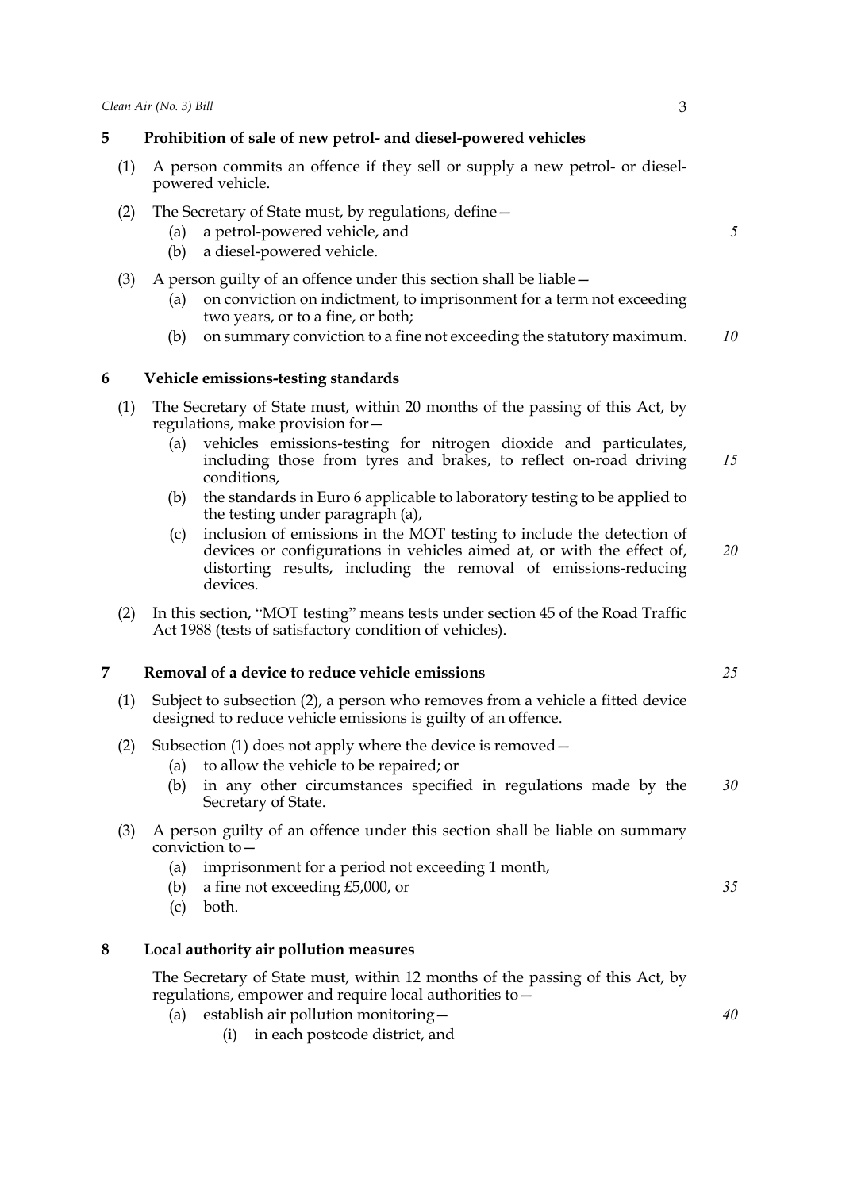## 5 Prohibition of sale of new petrol- and diesel-powered vehicles

(1) A person commits an offence if they sell or supply a new petrol- or diesel-powered vehicle.

(2) The Secretary of State must, by regulations, define—

  (a) a petrol-powered vehicle, and

  (b) a diesel-powered vehicle.

(3) A person guilty of an offence under this section shall be liable—

  (a) on conviction on indictment, to imprisonment for a term not exceeding two years, or to a fine, or both;

  (b) on summary conviction to a fine not exceeding the statutory maximum.

## 6 Vehicle emissions-testing standards

(1) The Secretary of State must, within 20 months of the passing of this Act, by regulations, make provision for—

  (a) vehicles emissions-testing for nitrogen dioxide and particulates, including those from tyres and brakes, to reflect on-road driving conditions,

  (b) the standards in Euro 6 applicable to laboratory testing to be applied to the testing under paragraph (a),

  (c) inclusion of emissions in the MOT testing to include the detection of devices or configurations in vehicles aimed at, or with the effect of, distorting results, including the removal of emissions-reducing devices.

(2) In this section, "MOT testing" means tests under section 45 of the Road Traffic Act 1988 (tests of satisfactory condition of vehicles).

## 7 Removal of a device to reduce vehicle emissions

(1) Subject to subsection (2), a person who removes from a vehicle a fitted device designed to reduce vehicle emissions is guilty of an offence.

(2) Subsection (1) does not apply where the device is removed—

  (a) to allow the vehicle to be repaired; or

  (b) in any other circumstances specified in regulations made by the Secretary of State.

(3) A person guilty of an offence under this section shall be liable on summary conviction to—

  (a) imprisonment for a period not exceeding 1 month,

  (b) a fine not exceeding £5,000, or

  (c) both.

## 8 Local authority air pollution measures

The Secretary of State must, within 12 months of the passing of this Act, by regulations, empower and require local authorities to—

  (a) establish air pollution monitoring—

    (i) in each postcode district, and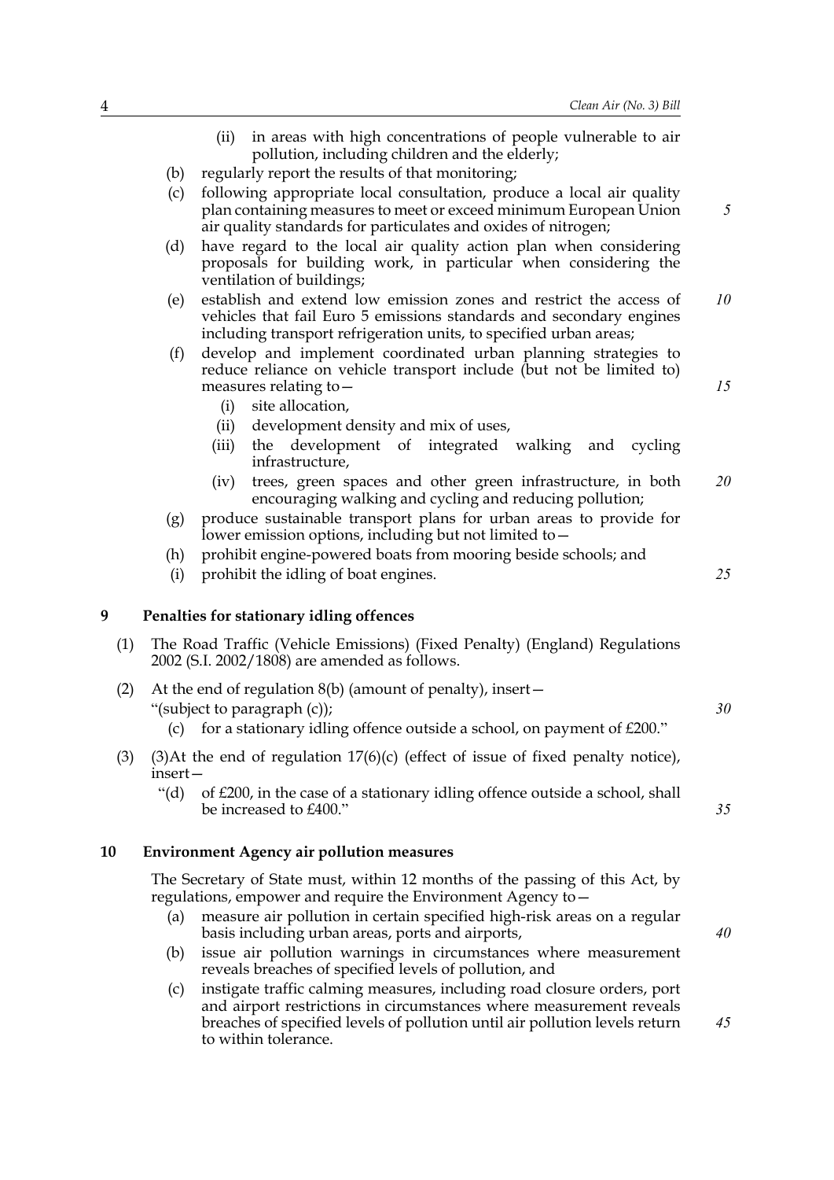(ii) in areas with high concentrations of people vulnerable to air pollution, including children and the elderly;

(b) regularly report the results of that monitoring;

(c) following appropriate local consultation, produce a local air quality plan containing measures to meet or exceed minimum European Union air quality standards for particulates and oxides of nitrogen;

(d) have regard to the local air quality action plan when considering proposals for building work, in particular when considering the ventilation of buildings;

(e) establish and extend low emission zones and restrict the access of vehicles that fail Euro 5 emissions standards and secondary engines including transport refrigeration units, to specified urban areas;

(f) develop and implement coordinated urban planning strategies to reduce reliance on vehicle transport include (but not be limited to) measures relating to—

(i) site allocation,

(ii) development density and mix of uses,

(iii) the development of integrated walking and cycling infrastructure,

(iv) trees, green spaces and other green infrastructure, in both encouraging walking and cycling and reducing pollution;

(g) produce sustainable transport plans for urban areas to provide for lower emission options, including but not limited to—

(h) prohibit engine-powered boats from mooring beside schools; and

(i) prohibit the idling of boat engines.

## 9 Penalties for stationary idling offences

(1) The Road Traffic (Vehicle Emissions) (Fixed Penalty) (England) Regulations 2002 (S.I. 2002/1808) are amended as follows.

(2) At the end of regulation 8(b) (amount of penalty), insert—

"(subject to paragraph (c));

(c) for a stationary idling offence outside a school, on payment of £200."

(3) (3)At the end of regulation 17(6)(c) (effect of issue of fixed penalty notice), insert—

"(d) of £200, in the case of a stationary idling offence outside a school, shall be increased to £400."

## 10 Environment Agency air pollution measures

The Secretary of State must, within 12 months of the passing of this Act, by regulations, empower and require the Environment Agency to—

(a) measure air pollution in certain specified high-risk areas on a regular basis including urban areas, ports and airports,

(b) issue air pollution warnings in circumstances where measurement reveals breaches of specified levels of pollution, and

(c) instigate traffic calming measures, including road closure orders, port and airport restrictions in circumstances where measurement reveals breaches of specified levels of pollution until air pollution levels return to within tolerance.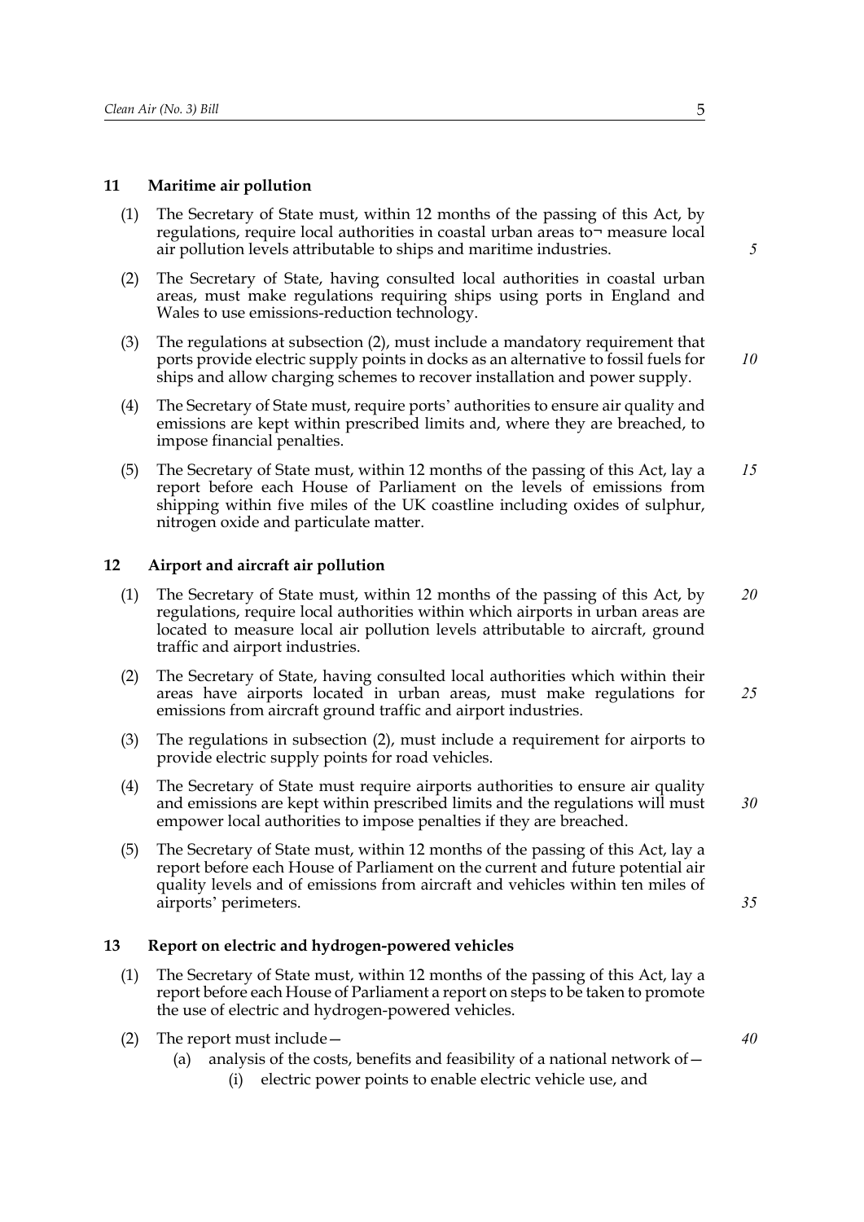## 11 Maritime air pollution

(1) The Secretary of State must, within 12 months of the passing of this Act, by regulations, require local authorities in coastal urban areas to¬ measure local air pollution levels attributable to ships and maritime industries.

(2) The Secretary of State, having consulted local authorities in coastal urban areas, must make regulations requiring ships using ports in England and Wales to use emissions-reduction technology.

(3) The regulations at subsection (2), must include a mandatory requirement that ports provide electric supply points in docks as an alternative to fossil fuels for ships and allow charging schemes to recover installation and power supply.

(4) The Secretary of State must, require ports' authorities to ensure air quality and emissions are kept within prescribed limits and, where they are breached, to impose financial penalties.

(5) The Secretary of State must, within 12 months of the passing of this Act, lay a report before each House of Parliament on the levels of emissions from shipping within five miles of the UK coastline including oxides of sulphur, nitrogen oxide and particulate matter.

## 12 Airport and aircraft air pollution

(1) The Secretary of State must, within 12 months of the passing of this Act, by regulations, require local authorities within which airports in urban areas are located to measure local air pollution levels attributable to aircraft, ground traffic and airport industries.

(2) The Secretary of State, having consulted local authorities which within their areas have airports located in urban areas, must make regulations for emissions from aircraft ground traffic and airport industries.

(3) The regulations in subsection (2), must include a requirement for airports to provide electric supply points for road vehicles.

(4) The Secretary of State must require airports authorities to ensure air quality and emissions are kept within prescribed limits and the regulations will must empower local authorities to impose penalties if they are breached.

(5) The Secretary of State must, within 12 months of the passing of this Act, lay a report before each House of Parliament on the current and future potential air quality levels and of emissions from aircraft and vehicles within ten miles of airports' perimeters.

## 13 Report on electric and hydrogen-powered vehicles

(1) The Secretary of State must, within 12 months of the passing of this Act, lay a report before each House of Parliament a report on steps to be taken to promote the use of electric and hydrogen-powered vehicles.

(2) The report must include—

(a) analysis of the costs, benefits and feasibility of a national network of—

(i) electric power points to enable electric vehicle use, and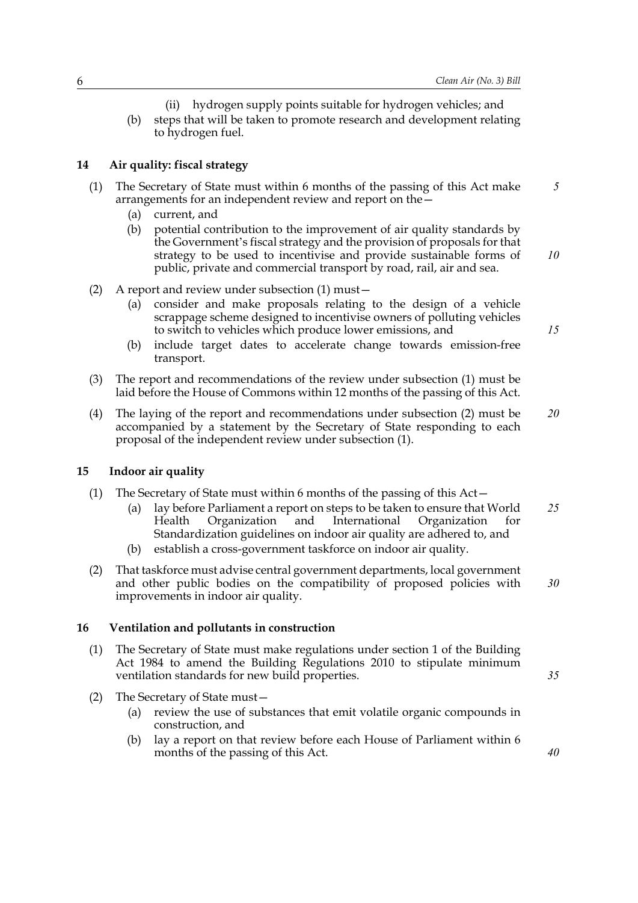(ii) hydrogen supply points suitable for hydrogen vehicles; and

(b) steps that will be taken to promote research and development relating to hydrogen fuel.

## 14 Air quality: fiscal strategy

(1) The Secretary of State must within 6 months of the passing of this Act make arrangements for an independent review and report on the—

(a) current, and

(b) potential contribution to the improvement of air quality standards by the Government's fiscal strategy and the provision of proposals for that strategy to be used to incentivise and provide sustainable forms of public, private and commercial transport by road, rail, air and sea.

(2) A report and review under subsection (1) must—

(a) consider and make proposals relating to the design of a vehicle scrappage scheme designed to incentivise owners of polluting vehicles to switch to vehicles which produce lower emissions, and

(b) include target dates to accelerate change towards emission-free transport.

(3) The report and recommendations of the review under subsection (1) must be laid before the House of Commons within 12 months of the passing of this Act.

(4) The laying of the report and recommendations under subsection (2) must be accompanied by a statement by the Secretary of State responding to each proposal of the independent review under subsection (1).

## 15 Indoor air quality

(1) The Secretary of State must within 6 months of the passing of this Act—

(a) lay before Parliament a report on steps to be taken to ensure that World Health Organization and International Organization for Standardization guidelines on indoor air quality are adhered to, and

(b) establish a cross-government taskforce on indoor air quality.

(2) That taskforce must advise central government departments, local government and other public bodies on the compatibility of proposed policies with improvements in indoor air quality.

## 16 Ventilation and pollutants in construction

(1) The Secretary of State must make regulations under section 1 of the Building Act 1984 to amend the Building Regulations 2010 to stipulate minimum ventilation standards for new build properties.

(2) The Secretary of State must—

(a) review the use of substances that emit volatile organic compounds in construction, and

(b) lay a report on that review before each House of Parliament within 6 months of the passing of this Act.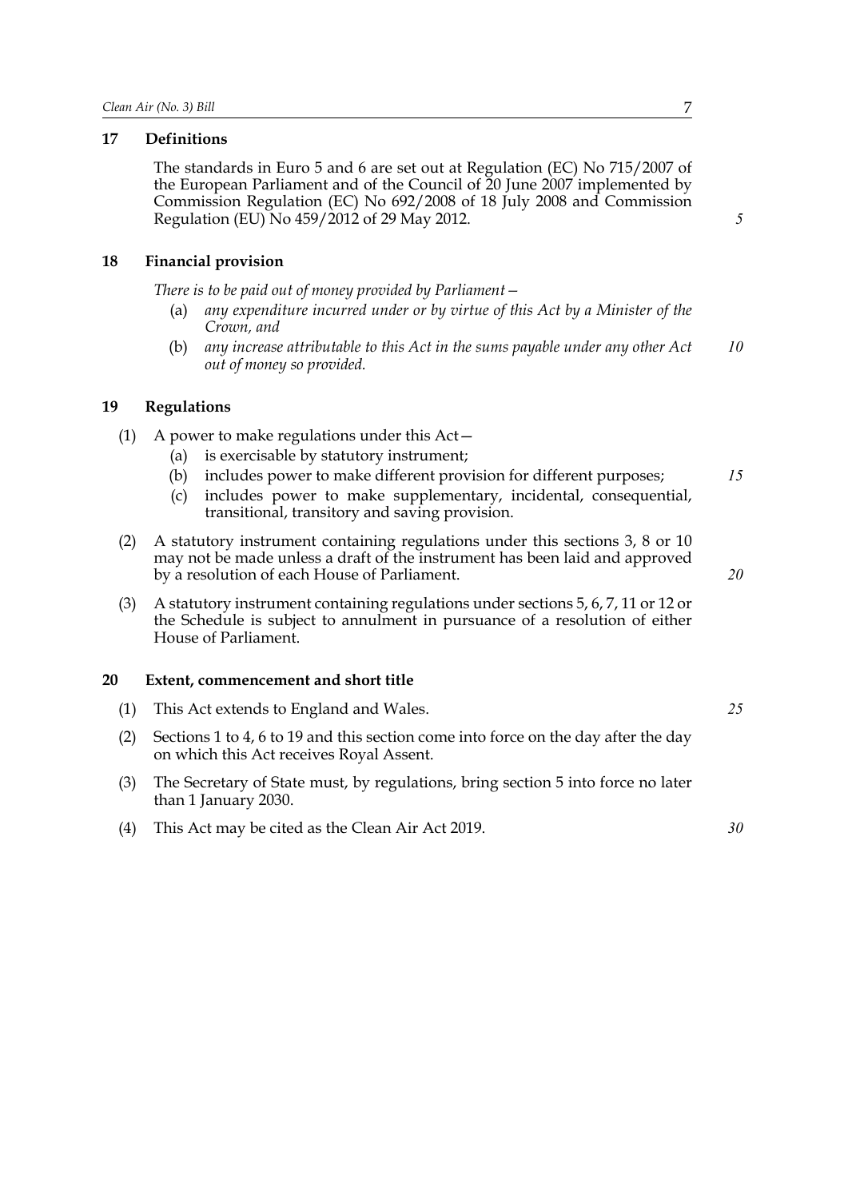## 17 Definitions

The standards in Euro 5 and 6 are set out at Regulation (EC) No 715/2007 of the European Parliament and of the Council of 20 June 2007 implemented by Commission Regulation (EC) No 692/2008 of 18 July 2008 and Commission Regulation (EU) No 459/2012 of 29 May 2012.

## 18 Financial provision

*There is to be paid out of money provided by Parliament—*

(a) *any expenditure incurred under or by virtue of this Act by a Minister of the Crown, and*

(b) *any increase attributable to this Act in the sums payable under any other Act out of money so provided.*

## 19 Regulations

(1) A power to make regulations under this Act—

(a) is exercisable by statutory instrument;

(b) includes power to make different provision for different purposes;

(c) includes power to make supplementary, incidental, consequential, transitional, transitory and saving provision.

(2) A statutory instrument containing regulations under this sections 3, 8 or 10 may not be made unless a draft of the instrument has been laid and approved by a resolution of each House of Parliament.

(3) A statutory instrument containing regulations under sections 5, 6, 7, 11 or 12 or the Schedule is subject to annulment in pursuance of a resolution of either House of Parliament.

## 20 Extent, commencement and short title

(1) This Act extends to England and Wales.

(2) Sections 1 to 4, 6 to 19 and this section come into force on the day after the day on which this Act receives Royal Assent.

(3) The Secretary of State must, by regulations, bring section 5 into force no later than 1 January 2030.

(4) This Act may be cited as the Clean Air Act 2019.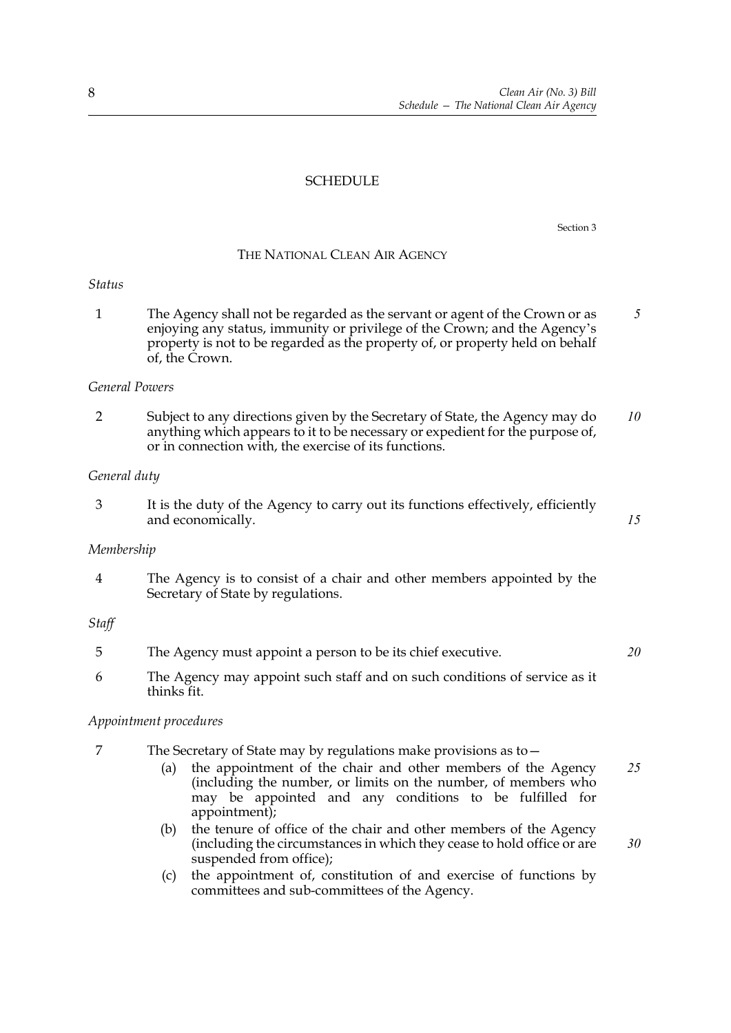# SCHEDULE

Section 3

## THE NATIONAL CLEAN AIR AGENCY

*Status*

1 The Agency shall not be regarded as the servant or agent of the Crown or as enjoying any status, immunity or privilege of the Crown; and the Agency's property is not to be regarded as the property of, or property held on behalf of, the Crown.

*General Powers*

2 Subject to any directions given by the Secretary of State, the Agency may do anything which appears to it to be necessary or expedient for the purpose of, or in connection with, the exercise of its functions.

*General duty*

3 It is the duty of the Agency to carry out its functions effectively, efficiently and economically.

*Membership*

4 The Agency is to consist of a chair and other members appointed by the Secretary of State by regulations.

*Staff*

5 The Agency must appoint a person to be its chief executive.

6 The Agency may appoint such staff and on such conditions of service as it thinks fit.

*Appointment procedures*

7 The Secretary of State may by regulations make provisions as to—

(a) the appointment of the chair and other members of the Agency (including the number, or limits on the number, of members who may be appointed and any conditions to be fulfilled for appointment);

(b) the tenure of office of the chair and other members of the Agency (including the circumstances in which they cease to hold office or are suspended from office);

(c) the appointment of, constitution of and exercise of functions by committees and sub-committees of the Agency.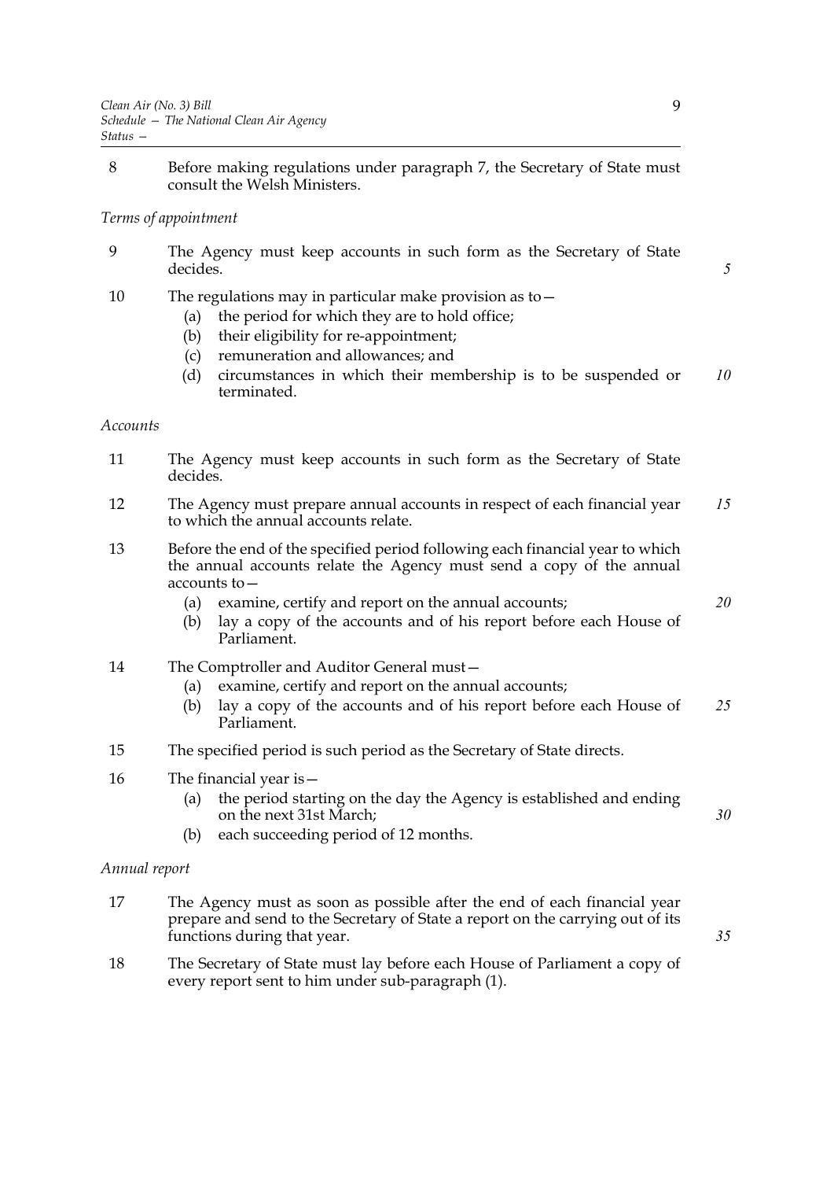8 Before making regulations under paragraph 7, the Secretary of State must consult the Welsh Ministers.

*Terms of appointment*

9 The Agency must keep accounts in such form as the Secretary of State decides.

10 The regulations may in particular make provision as to—

- (a) the period for which they are to hold office;
- (b) their eligibility for re-appointment;
- (c) remuneration and allowances; and
- (d) circumstances in which their membership is to be suspended or terminated.

*Accounts*

11 The Agency must keep accounts in such form as the Secretary of State decides.

12 The Agency must prepare annual accounts in respect of each financial year to which the annual accounts relate.

13 Before the end of the specified period following each financial year to which the annual accounts relate the Agency must send a copy of the annual accounts to—

- (a) examine, certify and report on the annual accounts;
- (b) lay a copy of the accounts and of his report before each House of Parliament.

14 The Comptroller and Auditor General must—

- (a) examine, certify and report on the annual accounts;
- (b) lay a copy of the accounts and of his report before each House of Parliament.

15 The specified period is such period as the Secretary of State directs.

16 The financial year is—

- (a) the period starting on the day the Agency is established and ending on the next 31st March;
- (b) each succeeding period of 12 months.

*Annual report*

17 The Agency must as soon as possible after the end of each financial year prepare and send to the Secretary of State a report on the carrying out of its functions during that year.

18 The Secretary of State must lay before each House of Parliament a copy of every report sent to him under sub-paragraph (1).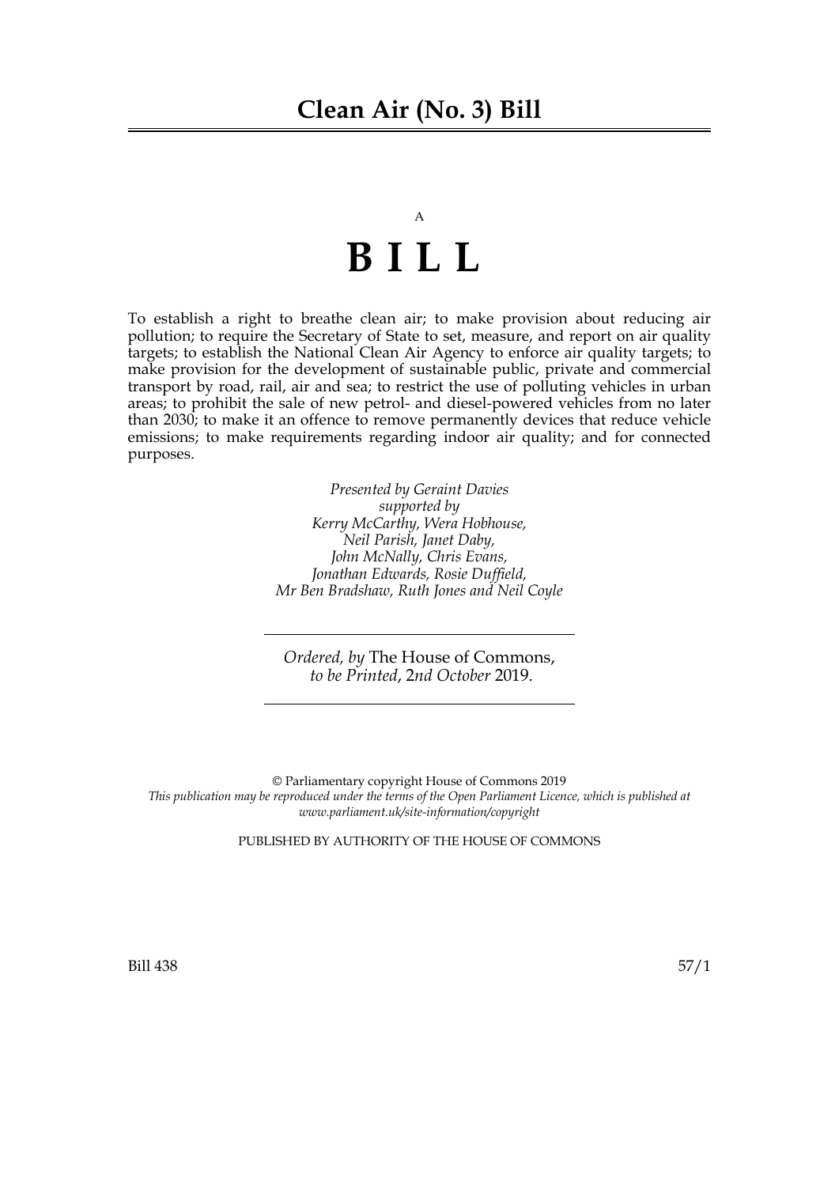# Clean Air (No. 3) Bill

A

# B I L L

To establish a right to breathe clean air; to make provision about reducing air pollution; to require the Secretary of State to set, measure, and report on air quality targets; to establish the National Clean Air Agency to enforce air quality targets; to make provision for the development of sustainable public, private and commercial transport by road, rail, air and sea; to restrict the use of polluting vehicles in urban areas; to prohibit the sale of new petrol- and diesel-powered vehicles from no later than 2030; to make it an offence to remove permanently devices that reduce vehicle emissions; to make requirements regarding indoor air quality; and for connected purposes.

*Presented by Geraint Davies*
*supported by*
*Kerry McCarthy, Wera Hobhouse,*
*Neil Parish, Janet Daby,*
*John McNally, Chris Evans,*
*Jonathan Edwards, Rosie Duffield,*
*Mr Ben Bradshaw, Ruth Jones and Neil Coyle*

*Ordered, by* The House of Commons, *to be Printed*, 2*nd October* 2019.

© Parliamentary copyright House of Commons 2019
*This publication may be reproduced under the terms of the Open Parliament Licence, which is published at www.parliament.uk/site-information/copyright*

PUBLISHED BY AUTHORITY OF THE HOUSE OF COMMONS

Bill 438 57/1